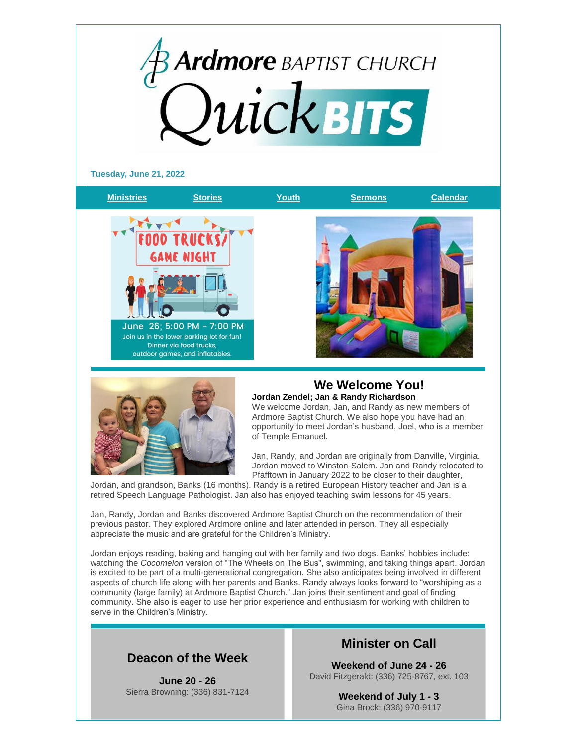# Ardmore BAPTIST CHURCH QuickBITS

**Tuesday, June 21, 2022**

Ministries | Stories | Youth | Sermons | Calendar

FOOD TRUCKS/ GAME NIGHT

June 26; 5:00 PM - 7:00 PM
Join us in the lower parking lot for fun!
Dinner via food trucks, outdoor games, and inflatables.

## We Welcome You!

**Jordan Zendel; Jan & Randy Richardson**

We welcome Jordan, Jan, and Randy as new members of Ardmore Baptist Church. We also hope you have had an opportunity to meet Jordan's husband, Joel, who is a member of Temple Emanuel.

Jan, Randy, and Jordan are originally from Danville, Virginia. Jordan moved to Winston-Salem. Jan and Randy relocated to Pfafftown in January 2022 to be closer to their daughter, Jordan, and grandson, Banks (16 months). Randy is a retired European History teacher and Jan is a retired Speech Language Pathologist. Jan also has enjoyed teaching swim lessons for 45 years.

Jan, Randy, Jordan and Banks discovered Ardmore Baptist Church on the recommendation of their previous pastor. They explored Ardmore online and later attended in person. They all especially appreciate the music and are grateful for the Children's Ministry.

Jordan enjoys reading, baking and hanging out with her family and two dogs. Banks' hobbies include: watching the *Cocomelon* version of "The Wheels on The Bus", swimming, and taking things apart. Jordan is excited to be part of a multi-generational congregation. She also anticipates being involved in different aspects of church life along with her parents and Banks. Randy always looks forward to "worshiping as a community (large family) at Ardmore Baptist Church." Jan joins their sentiment and goal of finding community. She also is eager to use her prior experience and enthusiasm for working with children to serve in the Children's Ministry.

## Deacon of the Week

**June 20 - 26**
Sierra Browning: (336) 831-7124

## Minister on Call

**Weekend of June 24 - 26**
David Fitzgerald: (336) 725-8767, ext. 103

**Weekend of July 1 - 3**
Gina Brock: (336) 970-9117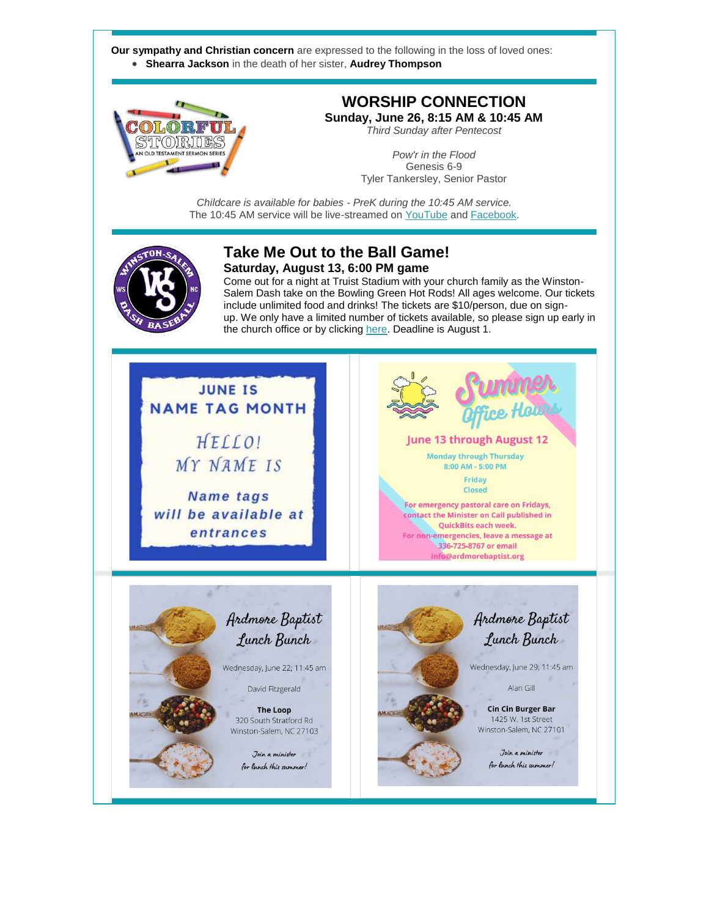**Our sympathy and Christian concern** are expressed to the following in the loss of loved ones:

- **Shearra Jackson** in the death of her sister, **Audrey Thompson**

## WORSHIP CONNECTION

**Sunday, June 26, 8:15 AM & 10:45 AM**

*Third Sunday after Pentecost*

*Pow'r in the Flood*
Genesis 6-9
Tyler Tankersley, Senior Pastor

*Childcare is available for babies - PreK during the 10:45 AM service.*
The 10:45 AM service will be live-streamed on YouTube and Facebook.

## Take Me Out to the Ball Game!

**Saturday, August 13, 6:00 PM game**

Come out for a night at Truist Stadium with your church family as the Winston-Salem Dash take on the Bowling Green Hot Rods! All ages welcome. Our tickets include unlimited food and drinks! The tickets are $10/person, due on sign-up. We only have a limited number of tickets available, so please sign up early in the church office or by clicking here. Deadline is August 1.

JUNE IS NAME TAG MONTH

HELLO! MY NAME IS

Name tags will be available at entrances

Summer Office Hours

June 13 through August 12

Monday through Thursday
8:00 AM - 5:00 PM

Friday
Closed

For emergency pastoral care on Fridays, contact the Minister on Call published in QuickBits each week.
For non-emergencies, leave a message at 336-725-8767 or email info@ardmorebaptist.org

Ardmore Baptist Lunch Bunch

Wednesday, June 22, 11:45 am

David Fitzgerald

**The Loop**
320 South Stratford Rd
Winston-Salem, NC 27103

*Join a minister for lunch this summer!*

Ardmore Baptist Lunch Bunch

Wednesday, June 29, 11:45 am

Alan Gill

**Cin Cin Burger Bar**
1425 W. 1st Street
Winston-Salem, NC 27101

*Join a minister for lunch this summer!*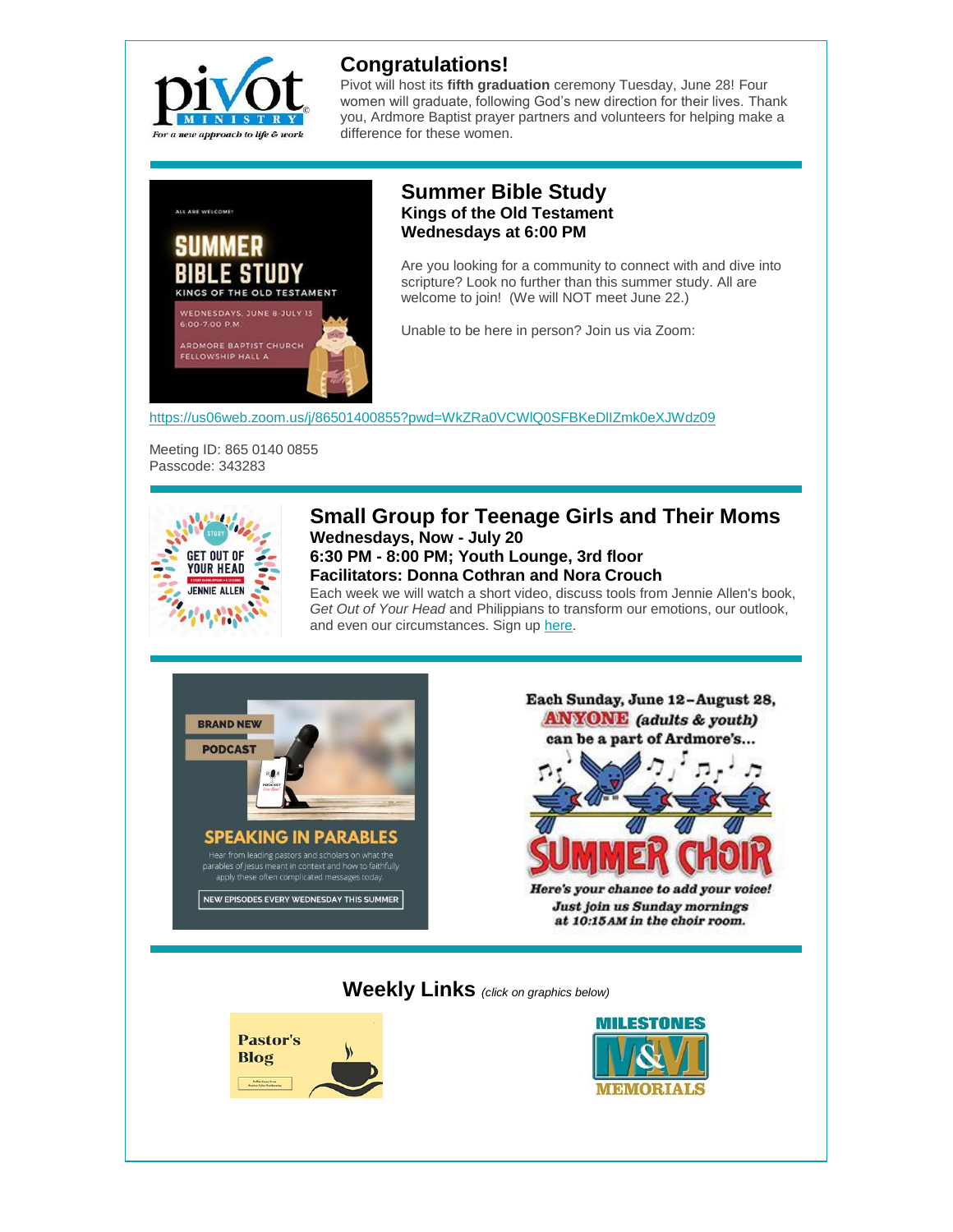## Congratulations!

Pivot will host its **fifth graduation** ceremony Tuesday, June 28! Four women will graduate, following God's new direction for their lives. Thank you, Ardmore Baptist prayer partners and volunteers for helping make a difference for these women.

## Summer Bible Study

**Kings of the Old Testament**
**Wednesdays at 6:00 PM**

Are you looking for a community to connect with and dive into scripture? Look no further than this summer study. All are welcome to join! (We will NOT meet June 22.)

Unable to be here in person? Join us via Zoom:

https://us06web.zoom.us/j/86501400855?pwd=WkZRa0VCWlQ0SFBKeDlIZmk0eXJWdz09

Meeting ID: 865 0140 0855
Passcode: 343283

## Small Group for Teenage Girls and Their Moms

**Wednesdays, Now - July 20**
**6:30 PM - 8:00 PM; Youth Lounge, 3rd floor**
**Facilitators: Donna Cothran and Nora Crouch**

Each week we will watch a short video, discuss tools from Jennie Allen's book, *Get Out of Your Head* and Philippians to transform our emotions, our outlook, and even our circumstances. Sign up here.

## Weekly Links *(click on graphics below)*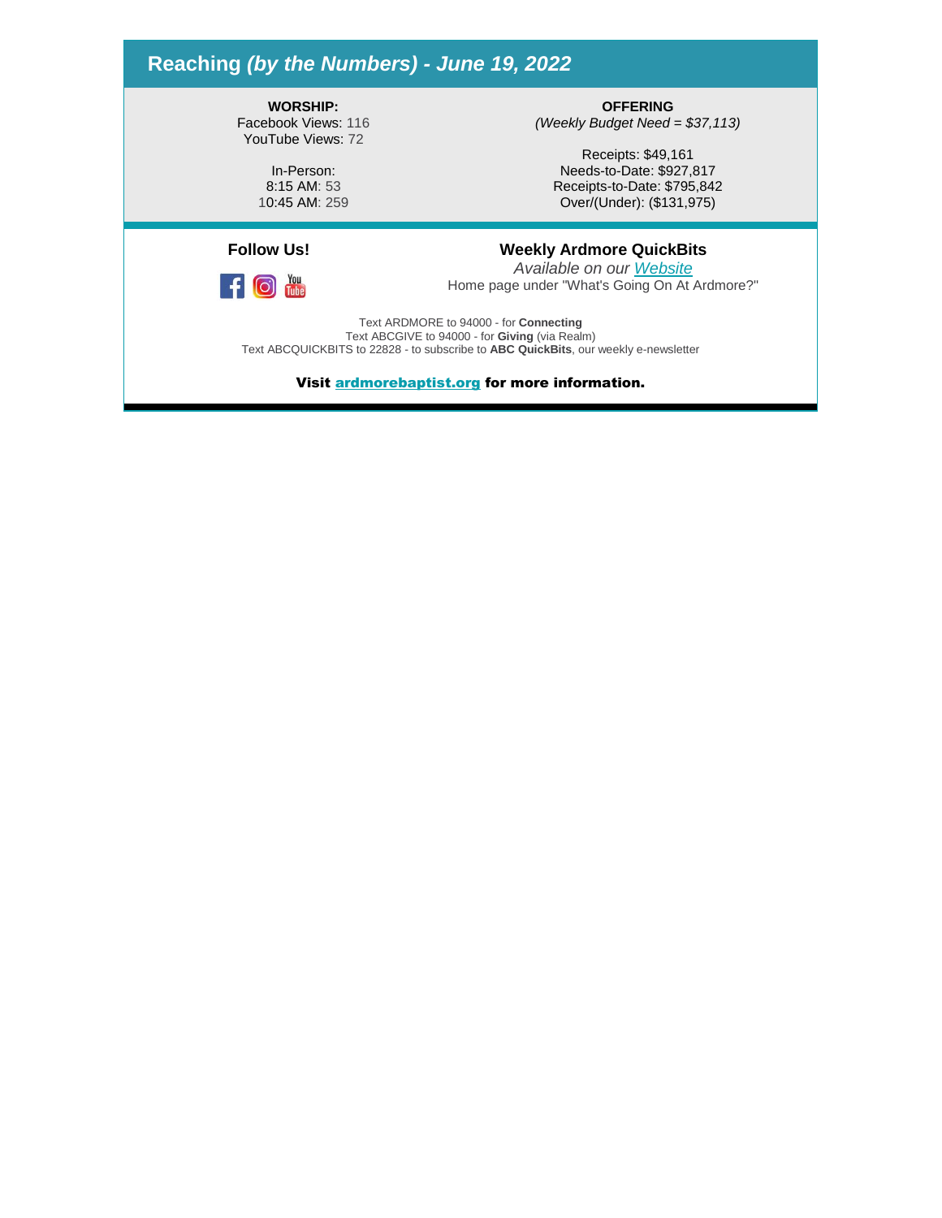## Reaching *(by the Numbers) - June 19, 2022*

**WORSHIP:**
Facebook Views: 116
YouTube Views: 72

In-Person:
8:15 AM: 53
10:45 AM: 259

**OFFERING**
*(Weekly Budget Need = $37,113)*

Receipts: $49,161
Needs-to-Date: $927,817
Receipts-to-Date: $795,842
Over/(Under): ($131,975)

**Follow Us!**

**Weekly Ardmore QuickBits**
*Available on our Website*
Home page under "What's Going On At Ardmore?"

Text ARDMORE to 94000 - for **Connecting**
Text ABCGIVE to 94000 - for **Giving** (via Realm)
Text ABCQUICKBITS to 22828 - to subscribe to **ABC QuickBits**, our weekly e-newsletter

**Visit ardmorebaptist.org for more information.**